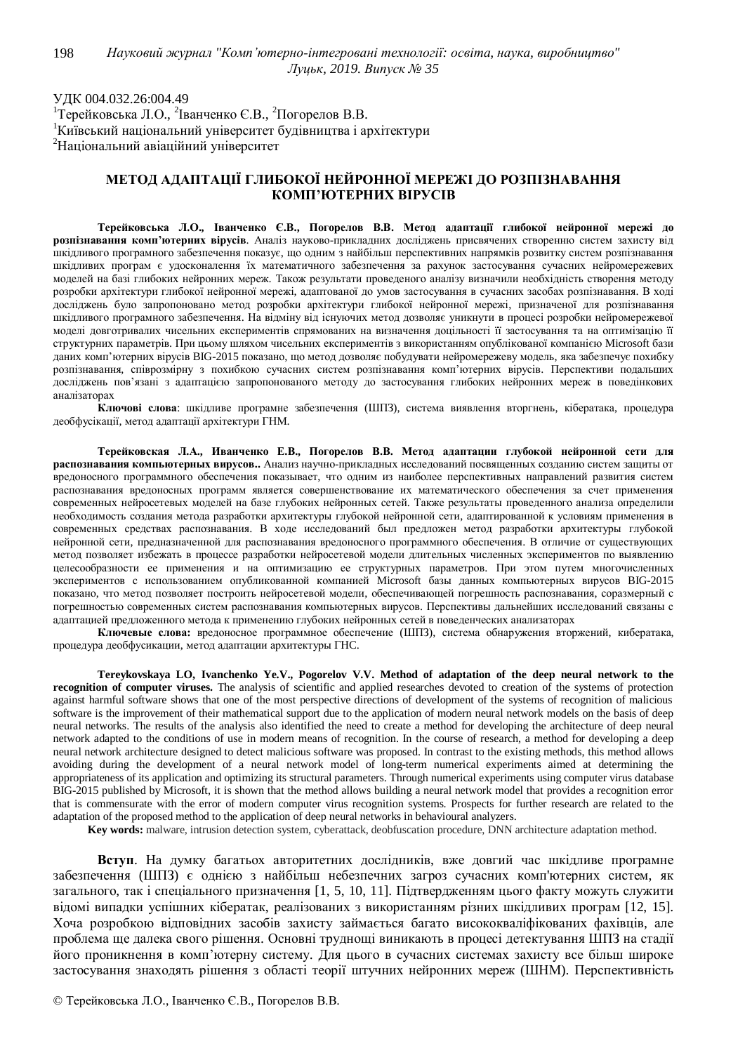УДК 004.032.26:004.49

[1]Терейковська Л.О., [2]Іванченко Є.В., [2]Погорелов В.В.

[1]Київський національний університет будівництва і архітектури

[2]Національний авіаційний університет

# МЕТОД АДАПТАЦІЇ ГЛИБОКОЇ НЕЙРОННОЇ МЕРЕЖІ ДО РОЗПІЗНАВАННЯ КОМП'ЮТЕРНИХ ВІРУСІВ

**Терейковська Л.О., Іванченко Є.В., Погорелов В.В. Метод адаптації глибокої нейронної мережі до розпізнавання комп'ютерних вірусів**. Аналіз науково-прикладних досліджень присвячених створенню систем захисту від шкідливого програмного забезпечення показує, що одним з найбільш перспективних напрямків розвитку систем розпізнавання шкідливих програм є удосконалення їх математичного забезпечення за рахунок застосування сучасних нейромережевих моделей на базі глибоких нейронних мереж. Також результати проведеного аналізу визначили необхідність створення методу розробки архітектури глибокої нейронної мережі, адаптованої до умов застосування в сучасних засобах розпізнавання. В ході досліджень було запропоновано метод розробки архітектури глибокої нейронної мережі, призначеної для розпізнавання шкідливого програмного забезпечення. На відміну від існуючих метод дозволяє уникнути в процесі розробки нейромережевої моделі довготривалих чисельних експериментів спрямованих на визначення доцільності її застосування та на оптимізацію її структурних параметрів. При цьому шляхом чисельних експериментів з використанням опублікованої компанією Microsoft бази даних комп'ютерних вірусів BIG-2015 показано, що метод дозволяє побудувати нейромережеву модель, яка забезпечує похибку розпізнавання, співрозмірну з похибкою сучасних систем розпізнавання комп'ютерних вірусів. Перспективи подальших досліджень пов'язані з адаптацією запропонованого методу до застосування глибоких нейронних мереж в поведінкових аналізаторах

**Ключові слова**: шкідливе програмне забезпечення (ШПЗ), система виявлення вторгнень, кібератака, процедура деобфусікації, метод адаптації архітектури ГНМ.

**Терейковская Л.А., Иванченко Е.В., Погорелов В.В. Метод адаптации глубокой нейронной сети для распознавания компьютерных вирусов.**. Анализ научно-прикладных исследований посвященных созданию систем защиты от вредоносного программного обеспечения показывает, что одним из наиболее перспективных направлений развития систем распознавания вредоносных программ является совершенствование их математического обеспечения за счет применения современных нейросетевых моделей на базе глубоких нейронных сетей. Также результаты проведенного анализа определили необходимость создания метода разработки архитектуры глубокой нейронной сети, адаптированного к условиям применения в современных средствах распознавания. В ходе исследований был предложен метод разработки архитектуры глубокой нейронной сети, предназначенной для распознавания вредоносного программного обеспечения. В отличие от существующих метод позволяет избежать в процессе разработки нейросетевой модели длительных численных экспериментов по выявлению целесообразности ее применения и на оптимизацию ее структурных параметров. При этом путем многочисленных экспериментов с использованием опубликованной компанией Microsoft базы данных компьютерных вирусов BIG-2015 показано, что метод позволяет построить нейросетевой модели, обеспечивающей погрешность распознавания, соразмерный с погрешностью современных систем распознавания компьютерных вирусов. Перспективы дальнейших исследований связаны с адаптацией предложенного метода к применению глубоких нейронных сетей в поведенческих анализаторах

**Ключевые слова:** вредоносное программное обеспечение (ШПЗ), система обнаружения вторжений, кибератака, процедура деобфусикации, метод адаптации архитектуры ГНС.

**Tereykovskaya LO, Ivanchenko Ye.V., Pogorelov V.V. Method of adaptation of the deep neural network to the recognition of computer viruses.** The analysis of scientific and applied researches devoted to creation of the systems of protection against harmful software shows that one of the most perspective directions of development of the systems of recognition of malicious software is the improvement of their mathematical support due to the application of modern neural network models on the basis of deep neural networks. The results of the analysis also identified the need to create a method for developing the architecture of deep neural network adapted to the conditions of use in modern means of recognition. In the course of research, a method for developing a deep neural network architecture designed to detect malicious software was proposed. In contrast to the existing methods, this method allows avoiding during the development of a neural network model of long-term numerical experiments aimed at determining the appropriateness of its application and optimizing its structural parameters. Through numerical experiments using computer virus database BIG-2015 published by Microsoft, it is shown that the method allows building a neural network model that provides a recognition error that is commensurate with the error of modern computer virus recognition systems. Prospects for further research are related to the adaptation of the proposed method to the application of deep neural networks in behavioural analyzers.

**Key words:** malware, intrusion detection system, cyberattack, deobfuscation procedure, DNN architecture adaptation method.

**Вступ**. На думку багатьох авторитетних дослідників, вже довгий час шкідливе програмне забезпечення (ШПЗ) є однією з найбільш небезпечних загроз сучасних комп'ютерних систем, як загального, так і спеціального призначення [1, 5, 10, 11]. Підтвердженням цього факту можуть служити відомі випадки успішних кібератак, реалізованих з використанням різних шкідливих програм [12, 15]. Хоча розробкою відповідних засобів захисту займається багато висококваліфікованих фахівців, але проблема ще далека свого рішення. Основні труднощі виникають в процесі детектування ШПЗ на стадії його проникнення в комп'ютерну систему. Для цього в сучасних системах захисту все більш широке застосування знаходять рішення з області теорії штучних нейронних мереж (ШНМ). Перспективність

© Терейковська Л.О., Іванченко Є.В., Погорелов В.В.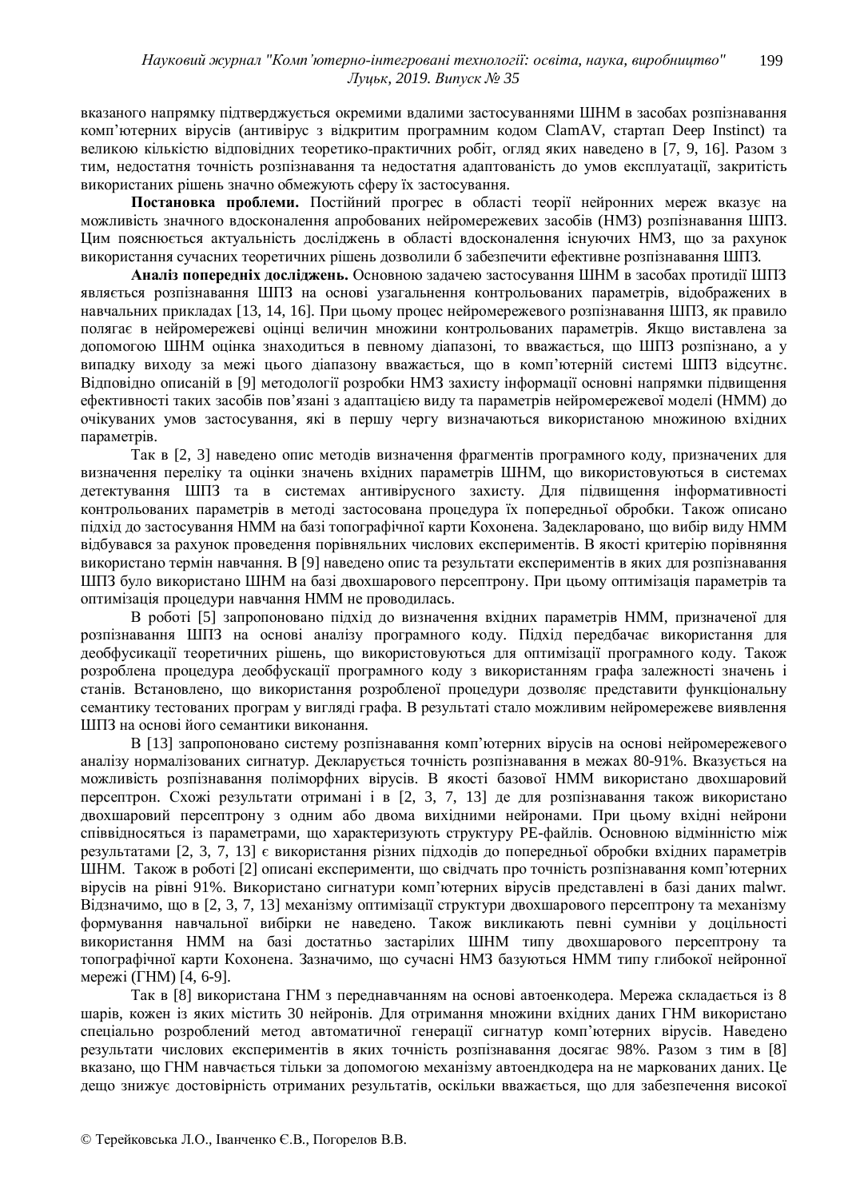вказаного напрямку підтверджується окремими вдалими застосуваннями ШНМ в засобах розпізнавання комп'ютерних вірусів (антивірус з відкритим програмним кодом ClamAV, стартап Deep Instinct) та великою кількістю відповідних теоретико-практичних робіт, огляд яких наведено в [7, 9, 16]. Разом з тим, недостатня точність розпізнавання та недостатня адаптованість до умов експлуатації, закритість використаних рішень значно обмежують сферу їх застосування.

**Постановка проблеми.** Постійний прогрес в області теорії нейронних мереж вказує на можливість значного вдосконалення апробованих нейромережевих засобів (НМЗ) розпізнавання ШПЗ. Цим пояснюється актуальність досліджень в області вдосконалення існуючих НМЗ, що за рахунок використання сучасних теоретичних рішень дозволили б забезпечити ефективне розпізнавання ШПЗ.

**Аналіз попередніх досліджень.** Основною задачею застосування ШНМ в засобах протидії ШПЗ являється розпізнавання ШПЗ на основі узагальнення контрольованих параметрів, відображених в навчальних прикладах [13, 14, 16]. При цьому процес нейромережевого розпізнавання ШПЗ, як правило полягає в нейромережеві оцінці величин множини контрольованих параметрів. Якщо виставлена за допомогою ШНМ оцінка знаходиться в певному діапазоні, то вважається, що ШПЗ розпізнано, а у випадку виходу за межі цього діапазону вважається, що в комп'ютерній системі ШПЗ відсутнє. Відповідно описаній в [9] методології розробки НМЗ захисту інформації основні напрямки підвищення ефективності таких засобів пов'язані з адаптацією виду та параметрів нейромережевої моделі (НММ) до очікуваних умов застосування, які в першу чергу визначаються використаною множиною вхідних параметрів.

Так в [2, 3] наведено опис методів визначення фрагментів програмного коду, призначених для визначення переліку та оцінки значень вхідних параметрів ШНМ, що використовуються в системах детектування ШПЗ та в системах антивірусного захисту. Для підвищення інформативності контрольованих параметрів в методі застосована процедура їх попередньої обробки. Також описано підхід до застосування НММ на базі топографічної карти Кохонена. Задекларовано, що вибір виду НММ відбувався за рахунок проведення порівняльних числових експериментів. В якості критерію порівняння використано термін навчання. В [9] наведено опис та результати експериментів в яких для розпізнавання ШПЗ було використано ШНМ на базі двохшарового персептрону. При цьому оптимізація параметрів та оптимізація процедури навчання НММ не проводилась.

В роботі [5] запропоновано підхід до визначення вхідних параметрів НММ, призначеної для розпізнавання ШПЗ на основі аналізу програмного коду. Підхід передбачає використання для деобфусикації теоретичних рішень, що використовуються для оптимізації програмного коду. Також розроблена процедура деобфускації програмного коду з використанням графа залежності значень і станів. Встановлено, що використання розробленої процедури дозволяє представити функціональну семантику тестованих програм у вигляді графа. В результаті стало можливим нейромережеве виявлення ШПЗ на основі його семантики виконання.

В [13] запропоновано систему розпізнавання комп'ютерних вірусів на основі нейромережевого аналізу нормалізованих сигнатур. Декларується точність розпізнавання в межах 80-91%. Вказується на можливість розпізнавання поліморфних вірусів. В якості базової НММ використано двохшаровий персептрон. Схожі результати отримані і в [2, 3, 7, 13] де для розпізнавання також використано двохшаровий персептрону з одним або двома вихідними нейронами. При цьому вхідні нейрони співвідносяться із параметрами, що характеризують структуру PE-файлів. Основною відмінністю між результатами [2, 3, 7, 13] є використання різних підходів до попередньої обробки вхідних параметрів ШНМ. Також в роботі [2] описані експерименти, що свідчать про точність розпізнавання комп'ютерних вірусів на рівні 91%. Використано сигнатури комп'ютерних вірусів представлені в базі даних malwr. Відзначимо, що в [2, 3, 7, 13] механізму оптимізації структури двохшарового персептрону та механізму формування навчальної вибірки не наведено. Також викликають певні сумніви у доцільності використання НММ на базі достатньо застарілих ШНМ типу двохшарового персептрону та топографічної карти Кохонена. Зазначимо, що сучасні НМЗ базуються НММ типу глибокої нейронної мережі (ГНМ) [4, 6-9].

Так в [8] використана ГНМ з переднавчанням на основі автоенкодера. Мережа складається із 8 шарів, кожен із яких містить 30 нейронів. Для отримання множини вхідних даних ГНМ використано спеціально розроблений метод автоматичної генерації сигнатур комп'ютерних вірусів. Наведено результати числових експериментів в яких точність розпізнавання досягає 98%. Разом з тим в [8] вказано, що ГНМ навчається тільки за допомогою механізму автоендкодера на не маркованих даних. Це дещо знижує достовірність отриманих результатів, оскільки вважається, що для забезпечення високої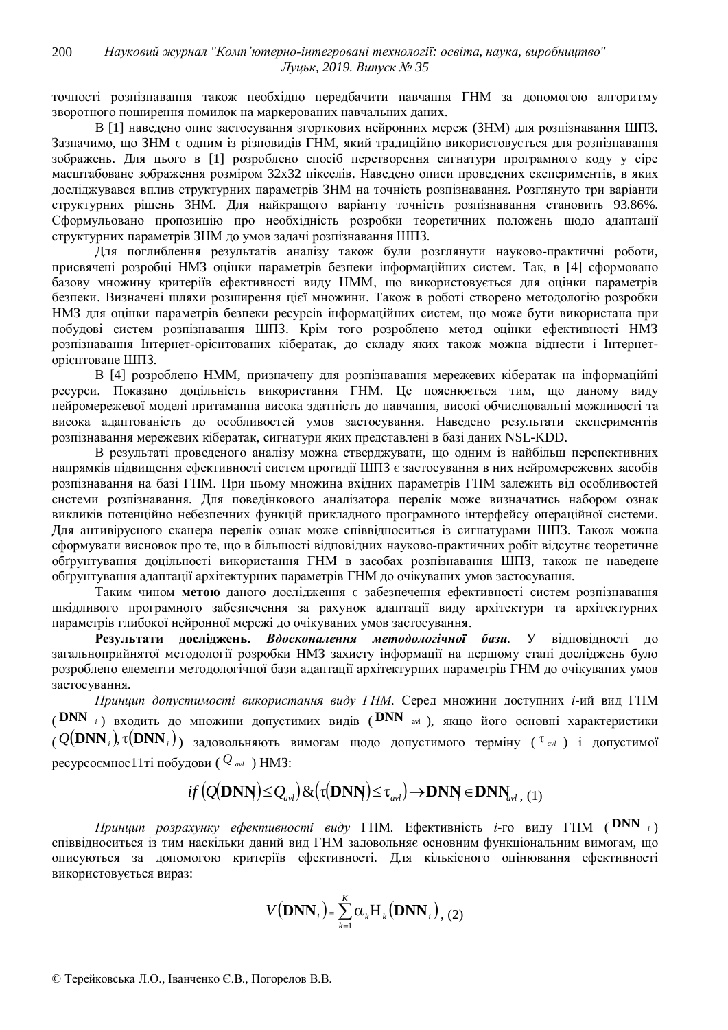точності розпізнавання також необхідно передбачити навчання ГНМ за допомогою алгоритму зворотного поширення помилок на маркерованих навчальних даних.

В [1] наведено опис застосування згорткових нейронних мереж (ЗНМ) для розпізнавання ШПЗ. Зазначимо, що ЗНМ є одним із різновидів ГНМ, який традиційно використовується для розпізнавання зображень. Для цього в [1] розроблено спосіб перетворення сигнатури програмного коду у сіре масштабоване зображення розміром 32х32 пікселів. Наведено описи проведених експериментів, в яких досліджувався вплив структурних параметрів ЗНМ на точність розпізнавання. Розглянуто три варіанти структурних рішень ЗНМ. Для найкращого варіанту точність розпізнавання становить 93.86%. Сформульовано пропозицію про необхідність розробки теоретичних положень щодо адаптації структурних параметрів ЗНМ до умов задачі розпізнавання ШПЗ.

Для поглиблення результатів аналізу також були розглянути науково-практичні роботи, присвячені розробці НМЗ оцінки параметрів безпеки інформаційних систем. Так, в [4] сформовано базову множину критеріїв ефективності виду НММ, що використовується для оцінки параметрів безпеки. Визначені шляхи розширення цієї множини. Також в роботі створено методологію розробки НМЗ для оцінки параметрів безпеки ресурсів інформаційних систем, що може бути використана при побудові систем розпізнавання ШПЗ. Крім того розроблено метод оцінки ефективності НМЗ розпізнавання Інтернет-орієнтованих кібератак, до складу яких також можна віднести і Інтернет-орієнтоване ШПЗ.

В [4] розроблено НММ, призначену для розпізнавання мережевих кібератак на інформаційні ресурси. Показано доцільність використання ГНМ. Це пояснюється тим, що даному виду нейромережевої моделі притаманна висока здатність до навчання, високі обчислювальні можливості та висока адаптованість до особливостей умов застосування. Наведено результати експериментів розпізнавання мережевих кібератак, сигнатури яких представлені в базі даних NSL-KDD.

В результаті проведеного аналізу можна стверджувати, що одним із найбільш перспективних напрямків підвищення ефективності систем протидії ШПЗ є застосування в них нейромережевих засобів розпізнавання на базі ГНМ. При цьому множина вхідних параметрів ГНМ залежить від особливостей системи розпізнавання. Для поведінкового аналізатора перелік може визначатись набором ознак викликів потенційно небезпечних функцій прикладного програмного інтерфейсу операційної системи. Для антивірусного сканера перелік ознак може співвідноситься із сигнатурами ШПЗ. Також можна сформувати висновок про те, що в більшості відповідних науково-практичних робіт відсутнє теоретичне обгрунтування доцільності використання ГНМ в засобах розпізнавання ШПЗ, також не наведене обгрунтування адаптації архітектурних параметрів ГНМ до очікуваних умов застосування.

Таким чином **метою** даного дослідження є забезпечення ефективності систем розпізнавання шкідливого програмного забезпечення за рахунок адаптації виду архітектури та архітектурних параметрів глибокої нейронної мережі до очікуваних умов застосування.

**Результати досліджень.** ***Вдосконалення методологічної бази***. У відповідності до загальноприйнятої методології розробки НМЗ захисту інформації на першому етапі досліджень було розроблено елементи методологічної бази адаптації архітектурних параметрів ГНМ до очікуваних умов застосування.

*Принцип допустимості використання виду ГНМ*. Серед множини доступних *i*-ий вид ГНМ ($\mathbf{DNN}_i$) входить до множини допустимих видів ($\mathbf{DNN}_{avl}$), якщо його основні характеристики ($Q(\mathbf{DNN}_i), \tau(\mathbf{DNN}_i)$) задовольняють вимогам щодо допустимого терміну ($\tau_{avl}$) і допустимої ресурсоємнос11ті побудови ($Q_{avl}$) НМЗ:

$$if\left(Q(\mathbf{DNN}_i)\le Q_{avl}\right)\&\left(\tau(\mathbf{DNN}_i)\le \tau_{avl}\right)\rightarrow \mathbf{DNN}_i\in \mathbf{DNN}_{avl}, \quad (1)$$

*Принцип розрахунку ефективності виду* ГНМ. Ефективність *i*-го виду ГНМ ($\mathbf{DNN}_i$) співвідноситься із тим наскільки даний вид ГНМ задовольняє основним функціональним вимогам, що описуються за допомогою критеріїв ефективності. Для кількісного оцінювання ефективності використовується вираз:

$$V(\mathbf{DNN}_i)=\sum_{k=1}^{K}\alpha_k \mathrm{H}_k(\mathbf{DNN}_i), \quad (2)$$

© Терейковська Л.О., Іванченко Є.В., Погорелов В.В.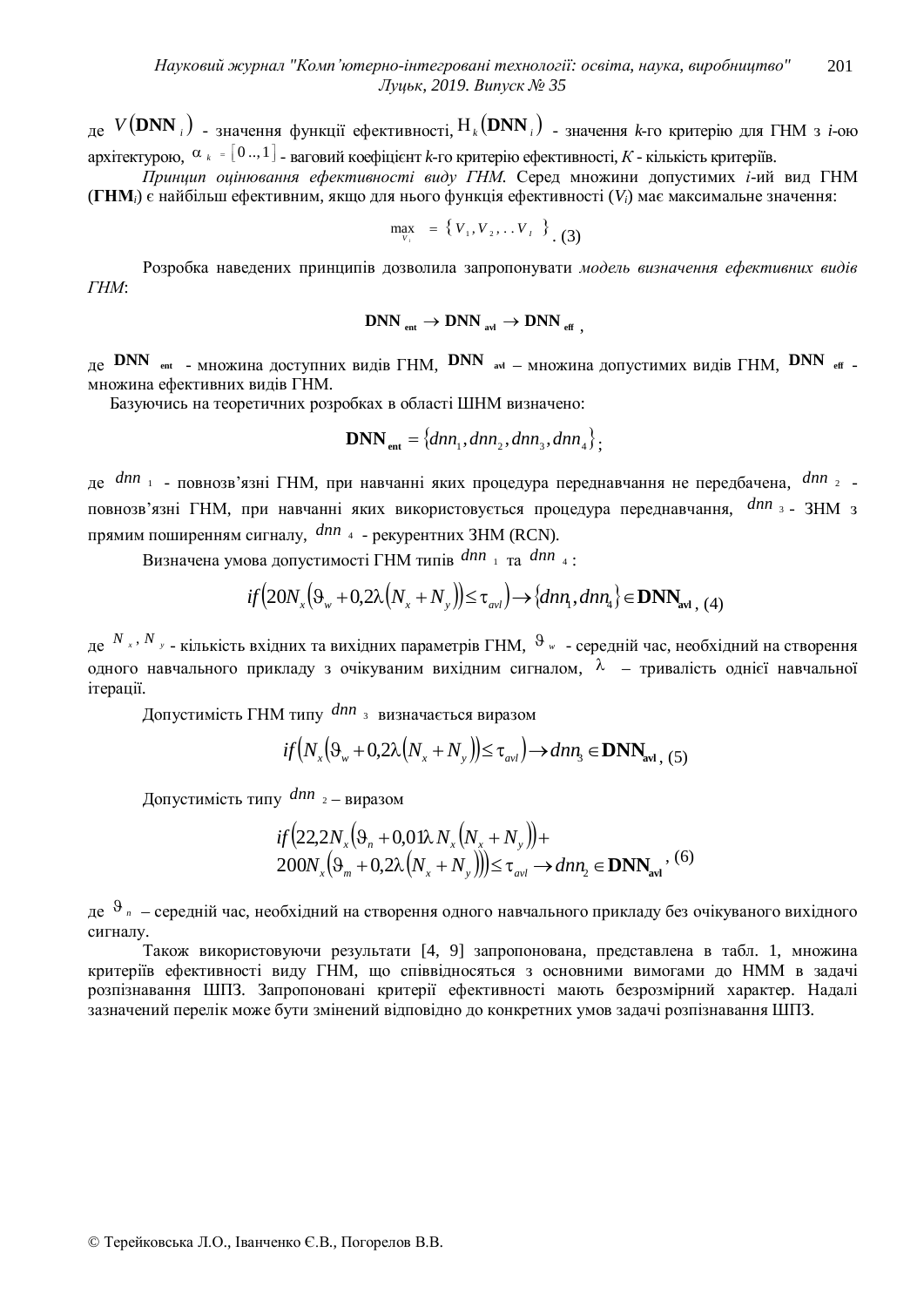де $V(\mathbf{DNN}_i)$ - значення функції ефективності, $\mathrm{H}_k(\mathbf{DNN}_i)$ - значення *k*-го критерію для ГНМ з *i*-ою архітектурою, $\alpha_k = [0..,1]$ - ваговий коефіцієнт *k*-го критерію ефективності, *K* - кількість критеріїв.

*Принцип оцінювання ефективності виду ГНМ.* Серед множини допустимих *i*-ий вид ГНМ (**ГНМ**$_i$) є найбільш ефективним, якщо для нього функція ефективності ($V_i$) має максимальне значення:

$$\max_{V_i} = \{V_1, V_2, ..V_I\}. \quad (3)$$

Розробка наведених принципів дозволила запропонувати *модель визначення ефективних видів ГНМ*:

$$\mathbf{DNN}_{\mathbf{ent}} \rightarrow \mathbf{DNN}_{\mathbf{avl}} \rightarrow \mathbf{DNN}_{\mathbf{eff}},$$

де $\mathbf{DNN}_{\mathbf{ent}}$ - множина доступних видів ГНМ, $\mathbf{DNN}_{\mathbf{avl}}$ – множина допустимих видів ГНМ, $\mathbf{DNN}_{\mathbf{eff}}$ - множина ефективних видів ГНМ.

Базуючись на теоретичних розробках в області ШНМ визначено:

$$\mathbf{DNN}_{\mathbf{ent}} = \{dnn_1, dnn_2, dnn_3, dnn_4\};$$

де $dnn_1$ - повнозв'язні ГНМ, при навчанні яких процедура переднавчання не передбачена, $dnn_2$ - повнозв'язні ГНМ, при навчанні яких використовується процедура переднавчання, $dnn_3$ - ЗНМ з прямим поширенням сигналу, $dnn_4$ - рекурентних ЗНМ (RCN).

Визначена умова допустимості ГНМ типів $dnn_1$ та $dnn_4$:

$$if\left(20N_x\left(\vartheta_w + 0{,}2\lambda\left(N_x + N_y\right)\right) \leq \tau_{avl}\right) \rightarrow \{dnn_1, dnn_4\} \in \mathbf{DNN}_{\mathbf{avl}}, \quad (4)$$

де $N_x, N_y$ - кількість вхідних та вихідних параметрів ГНМ, $\vartheta_w$ - середній час, необхідний на створення одного навчального прикладу з очікуваним вихідним сигналом, $\lambda$ – тривалість однієї навчальної ітерації.

Допустимість ГНМ типу $dnn_3$ визначається виразом

$$if\left(N_x\left(\vartheta_w + 0{,}2\lambda\left(N_x + N_y\right)\right) \leq \tau_{avl}\right) \rightarrow dnn_3 \in \mathbf{DNN}_{\mathbf{avl}}, \quad (5)$$

Допустимість типу $dnn_2$ – виразом

$$\begin{aligned} &if\left(22{,}2N_x\left(\vartheta_n + 0{,}01\lambda\, N_x\left(N_x + N_y\right)\right) + \right. \\ &\left. 200N_x\left(\vartheta_m + 0{,}2\lambda\left(N_x + N_y\right)\right)\right) \leq \tau_{avl} \rightarrow dnn_2 \in \mathbf{DNN}_{\mathbf{avl}}, \quad (6) \end{aligned}$$

де $\vartheta_n$ – середній час, необхідний на створення одного навчального прикладу без очікуваного вихідного сигналу.

Також використовуючи результати [4, 9] запропонована, представлена в табл. 1, множина критеріїв ефективності виду ГНМ, що співвідносяться з основними вимогами до НММ в задачі розпізнавання ШПЗ. Запропоновані критерії ефективності мають безрозмірний характер. Надалі зазначений перелік може бути змінений відповідно до конкретних умов задачі розпізнавання ШПЗ.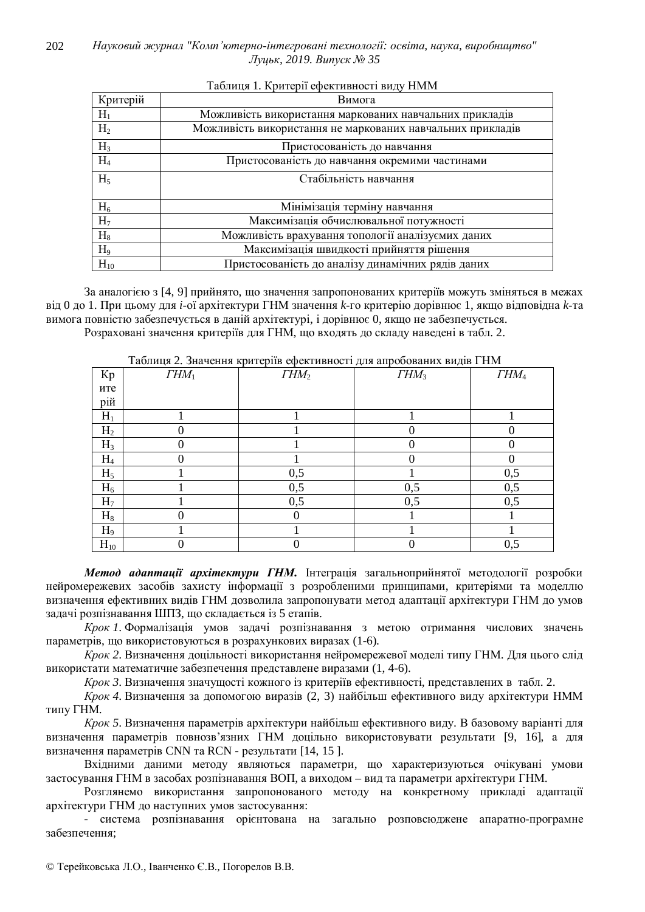Таблиця 1. Критерії ефективності виду НММ

| Критерій | Вимога |
|---|---|
| $H_1$ | Можливість використання маркованих навчальних прикладів |
| $H_2$ | Можливість використання не маркованих навчальних прикладів |
| $H_3$ | Пристосованість до навчання |
| $H_4$ | Пристосованість до навчання окремими частинами |
| $H_5$ | Стабільність навчання |
| $H_6$ | Мінімізація терміну навчання |
| $H_7$ | Максимізація обчислювальної потужності |
| $H_8$ | Можливість врахування топології аналізуємих даних |
| $H_9$ | Максимізація швидкості прийняття рішення |
| $H_{10}$ | Пристосованість до аналізу динамічних рядів даних |

За аналогією з [4, 9] прийнято, що значення запропонованих критеріїв можуть зміняться в межах від 0 до 1. При цьому для *i*-ої архітектури ГНМ значення *k*-го критерію дорівнює 1, якщо відповідна *k*-та вимога повністю забезпечується в даній архітектурі, і дорівнює 0, якщо не забезпечується.

Розраховані значення критеріїв для ГНМ, що входять до складу наведені в табл. 2.

Таблиця 2. Значення критеріїв ефективності для апробованих видів ГНМ

| Критерій | $ГНМ_1$ | $ГНМ_2$ | $ГНМ_3$ | $ГНМ_4$ |
|---|---|---|---|---|
| $H_1$ | 1 | 1 | 1 | 1 |
| $H_2$ | 0 | 1 | 0 | 0 |
| $H_3$ | 0 | 1 | 0 | 0 |
| $H_4$ | 0 | 1 | 0 | 0 |
| $H_5$ | 1 | 0,5 | 1 | 0,5 |
| $H_6$ | 1 | 0,5 | 0,5 | 0,5 |
| $H_7$ | 1 | 0,5 | 0,5 | 0,5 |
| $H_8$ | 0 | 0 | 1 | 1 |
| $H_9$ | 1 | 1 | 1 | 1 |
| $H_{10}$ | 0 | 0 | 0 | 0,5 |

***Метод адаптації архітектури ГНМ.*** Інтеграція загальноприйнятої методології розробки нейромережевих засобів захисту інформації з розробленими принципами, критеріями та моделлю визначення ефективних видів ГНМ дозволила запропонувати метод адаптації архітектури ГНМ до умов задачі розпізнавання ШПЗ, що складається із 5 етапів.

*Крок 1*. Формалізація умов задачі розпізнавання з метою отримання числових значень параметрів, що використовуються в розрахункових виразах (1-6).

*Крок 2*. Визначення доцільності використання нейромережевої моделі типу ГНМ. Для цього слід використати математичне забезпечення представлене виразами (1, 4-6).

*Крок 3*. Визначення значущості кожного із критеріїв ефективності, представлених в табл. 2.

*Крок 4*. Визначення за допомогою виразів (2, 3) найбільш ефективного виду архітектури НММ типу ГНМ.

*Крок 5*. Визначення параметрів архітектури найбільш ефективного виду. В базовому варіанті для визначення параметрів повнозв'язних ГНМ доцільно використовувати результати [9, 16], а для визначення параметрів CNN та RCN - результати [14, 15 ].

Вхідними даними методу являються параметри, що характеризуються очікувані умови застосування ГНМ в засобах розпізнавання ВОП, а виходом – вид та параметри архітектури ГНМ.

Розглянемо використання запропонованого методу на конкретному прикладі адаптації архітектури ГНМ до наступних умов застосування:

- система розпізнавання орієнтована на загально розповсюджене апаратно-програмне забезпечення;

© Терейковська Л.О., Іванченко Є.В., Погорелов В.В.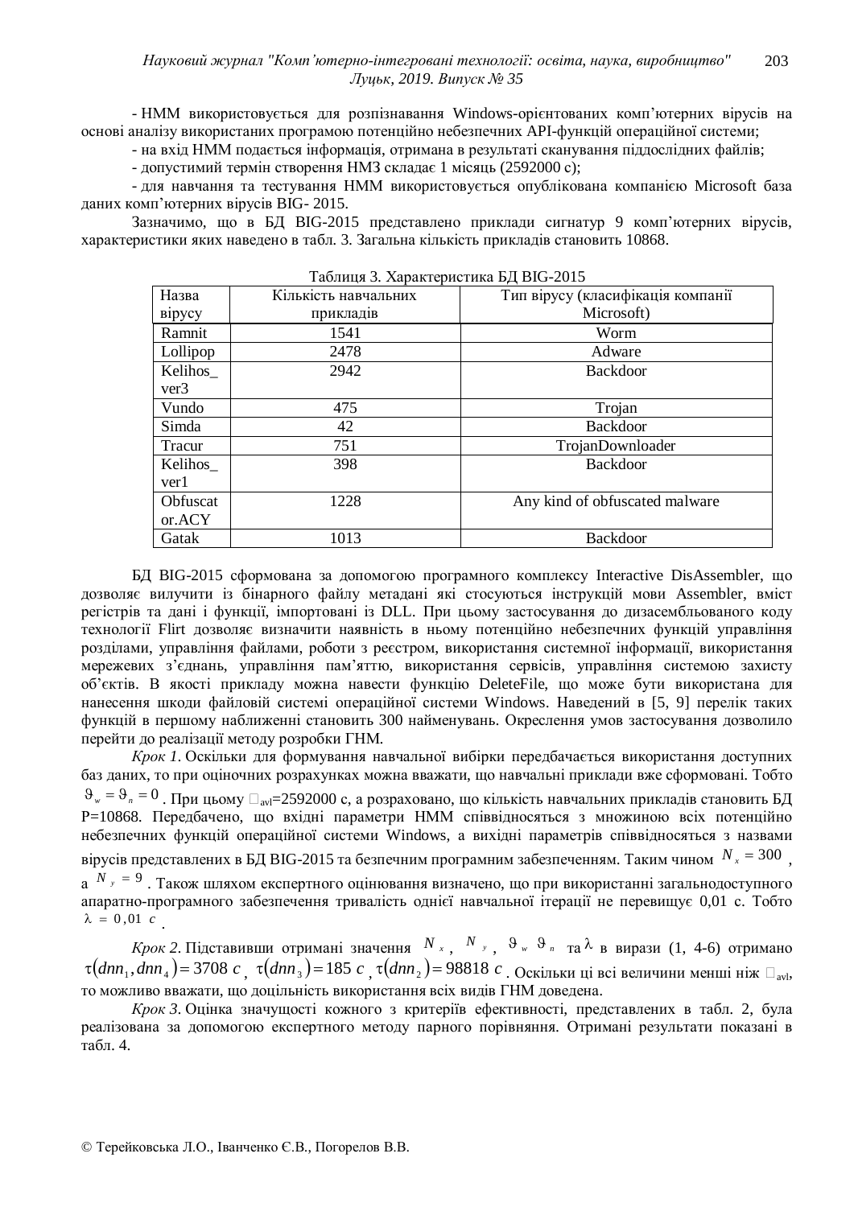- НММ використовується для розпізнавання Windows-орієнтованих комп'ютерних вірусів на основі аналізу використаних програмою потенційно небезпечних API-функцій операційної системи;

- на вхід НММ подається інформація, отримана в результаті сканування піддослідних файлів;

- допустимий термін створення НМЗ складає 1 місяць (2592000 с);

- для навчання та тестування НММ використовується опублікована компанією Microsoft база даних комп'ютерних вірусів BIG- 2015.

Зазначимо, що в БД BIG-2015 представлено приклади сигнатур 9 комп'ютерних вірусів, характеристики яких наведено в табл. 3. Загальна кількість прикладів становить 10868.

Таблиця 3. Характеристика БД BIG-2015

| Назва вірусу | Кількість навчальних прикладів | Тип вірусу (класифікація компанії Microsoft) |
|---|---|---|
| Ramnit | 1541 | Worm |
| Lollipop | 2478 | Adware |
| Kelihos_ver3 | 2942 | Backdoor |
| Vundo | 475 | Trojan |
| Simda | 42 | Backdoor |
| Tracur | 751 | TrojanDownloader |
| Kelihos_ver1 | 398 | Backdoor |
| Obfuscator.ACY | 1228 | Any kind of obfuscated malware |
| Gatak | 1013 | Backdoor |

БД BIG-2015 сформована за допомогою програмного комплексу Interactive DisAssembler, що дозволяє вилучити із бінарного файлу метадані які стосуються інструкцій мови Assembler, вміст регістрів та дані і функції, імпортовані із DLL. При цьому застосування до дизасембльованого коду технології Flirt дозволяє визначити наявність в ньому потенційно небезпечних функцій управління розділами, управління файлами, роботи з реєстром, використання системної інформації, використання мережевих з'єднань, управління пам'яттю, використання сервісів, управління системою захисту об'єктів. В якості прикладу можна навести функцію DeleteFile, що може бути використана для нанесення шкоди файловій системі операційної системи Windows. Наведений в [5, 9] перелік таких функцій в першому наближенні становить 300 найменувань. Окреслення умов застосування дозволило перейти до реалізації методу розробки ГНМ.

*Крок 1.* Оскільки для формування навчальної вибірки передбачається використання доступних баз даних, то при оціночних розрахунках можна вважати, що навчальні приклади вже сформовані. Тобто $\vartheta_w = \vartheta_n = 0$. При цьому $\tau_{avl}$=2592000 с, а розраховано, що кількість навчальних прикладів становить БД P=10868. Передбачено, що вхідні параметри НММ співвідносяться з множиною всіх потенційно небезпечних функцій операційної системи Windows, а вихідні параметрів співвідносяться з назвами вірусів представлених в БД BIG-2015 та безпечним програмним забезпеченням. Таким чином $N_x = 300$, а $N_y = 9$. Також шляхом експертного оцінювання визначено, що при використанні загальнодоступного апаратно-програмного забезпечення тривалість однієї навчальної ітерації не перевищує 0,01 с. Тобто $\lambda = 0{,}01\ c$.

*Крок 2.* Підставивши отримані значення $N_x$, $N_y$, $\vartheta_w$ $\vartheta_n$ та $\lambda$ в вирази (1, 4-6) отримано $\tau(dnn_1, dnn_4) = 3708\ c$, $\tau(dnn_3) = 185\ c$, $\tau(dnn_2) = 98818\ c$. Оскільки ці всі величини менші ніж $\tau_{avl}$, то можливо вважати, що доцільність використання всіх видів ГНМ доведена.

*Крок 3.* Оцінка значущості кожного з критеріїв ефективності, представлених в табл. 2, була реалізована за допомогою експертного методу парного порівняння. Отримані результати показані в табл. 4.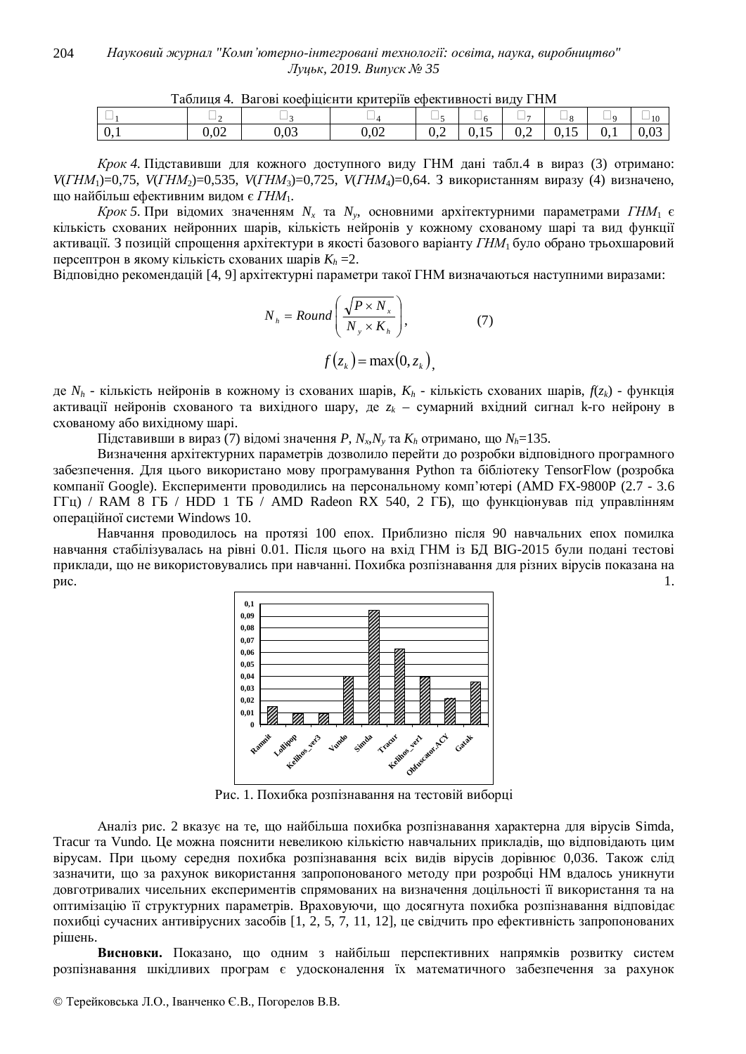Таблиця 4. Вагові коефіцієнти критеріїв ефективності виду ГНМ

| □1 | □2 | □3 | □4 | □5 | □6 | □7 | □8 | □9 | □10 |
|---|---|---|---|---|---|---|---|---|---|
| 0,1 | 0,02 | 0,03 | 0,02 | 0,2 | 0,15 | 0,2 | 0,15 | 0,1 | 0,03 |

*Крок 4.* Підставивши для кожного доступного виду ГНМ дані табл.4 в вираз (3) отримано: $V(ГНМ_1)$=0,75, $V(ГНМ_2)$=0,535, $V(ГНМ_3)$=0,725, $V(ГНМ_4)$=0,64. З використанням виразу (4) визначено, що найбільш ефективним видом є $ГНМ_1$.

*Крок 5.* При відомих значенням $N_x$ та $N_y$, основними архітектурними параметрами $ГНМ_1$ є кількість схованих нейронних шарів, кількість нейронів у кожному схованому шарі та вид функції активації. З позицій спрощення архітектури в якості базового варіанту $ГНМ_1$ було обрано трьохшаровий персептрон в якому кількість схованих шарів $K_h$ =2.

Відповідно рекомендацій [4, 9] архітектурні параметри такої ГНМ визначаються наступними виразами:

$$N_h = Round\left(\frac{\sqrt{P \times N_x}}{N_y \times K_h}\right), \qquad (7)$$

$$f(z_k) = \max(0, z_k),$$

де $N_h$ - кількість нейронів в кожному із схованих шарів, $K_h$ - кількість схованих шарів, $f(z_k)$ - функція активації нейронів схованого та вихідного шару, де $z_k$ – сумарний вхідний сигнал k-го нейрону в схованому або вихідному шарі.

Підставивши в вираз (7) відомі значення $P$, $N_x$,$N_y$ та $K_h$ отримано, що $N_h$=135.

Визначення архітектурних параметрів дозволило перейти до розробки відповідного програмного забезпечення. Для цього використано мову програмування Python та бібліотеку TensorFlow (розробка компанії Google). Експерименти проводились на персональному комп'ютері (AMD FX-9800P (2.7 - 3.6 ГГц) / RAM 8 ГБ / HDD 1 ТБ / AMD Radeon RX 540, 2 ГБ), що функціонував під управлінням операційної системи Windows 10.

Навчання проводилось на протязі 100 епох. Приблизно після 90 навчальних епох помилка навчання стабілізувалась на рівні 0.01. Після цього на вхід ГНМ із БД BIG-2015 були подані тестові приклади, що не використовувались при навчанні. Похибка розпізнавання для різних вірусів показана на рис. 1.

Рис. 1. Похибка розпізнавання на тестовій виборці

Аналіз рис. 2 вказує на те, що найбільша похибка розпізнавання характерна для вірусів Simda, Tracur та Vundo. Це можна пояснити невеликою кількістю навчальних прикладів, що відповідають цим вірусам. При цьому середня похибка розпізнавання всіх видів вірусів дорівнює 0,036. Також слід зазначити, що за рахунок використання запропонованого методу при розробці НМ вдалось уникнути довготривалих чисельних експериментів спрямованих на визначення доцільності її використання та на оптимізацію її структурних параметрів. Враховуючи, що досягнута похибка розпізнавання відповідає похибці сучасних антивірусних засобів [1, 2, 5, 7, 11, 12], це свідчить про ефективність запропонованих рішень.

**Висновки.** Показано, що одним з найбільш перспективних напрямків розвитку систем розпізнавання шкідливих програм є удосконалення їх математичного забезпечення за рахунок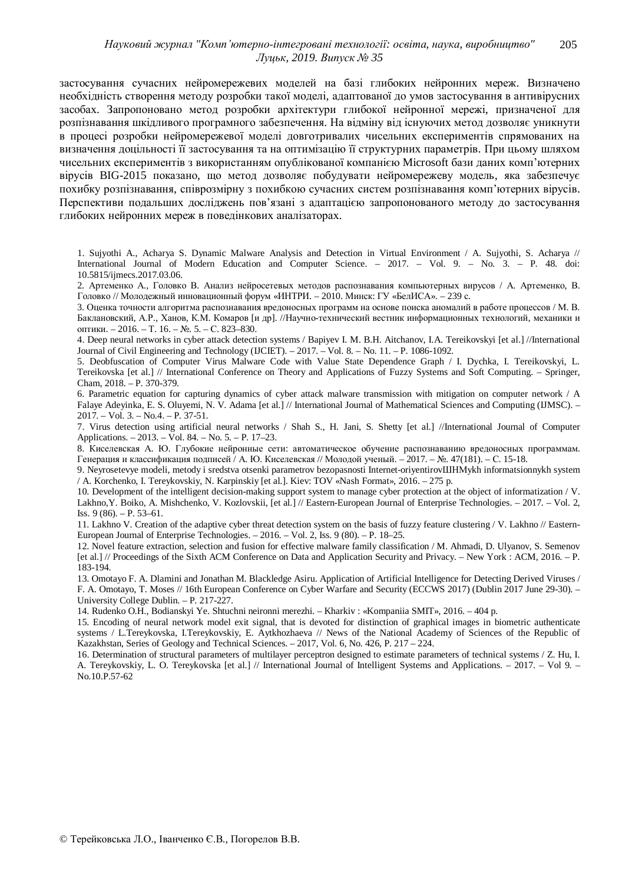застосування сучасних нейромережевих моделей на базі глибоких нейронних мереж. Визначено необхідність створення методу розробки такої моделі, адаптованої до умов застосування в антивірусних засобах. Запропоновано метод розробки архітектури глибокої нейронної мережі, призначеної для розпізнавання шкідливого програмного забезпечення. На відміну від існуючих метод дозволяє уникнути в процесі розробки нейромережевої моделі довготривалих чисельних експериментів спрямованих на визначення доцільності її застосування та на оптимізацію її структурних параметрів. При цьому шляхом чисельних експериментів з використанням опублікованої компанією Microsoft бази даних комп'ютерних вірусів BIG-2015 показано, що метод дозволяє побудувати нейромережеву модель, яка забезпечує похибку розпізнавання, співрозмірну з похибкою сучасних систем розпізнавання комп'ютерних вірусів. Перспективи подальших досліджень пов'язані з адаптацією запропонованого методу до застосування глибоких нейронних мереж в поведінкових аналізаторах.

1. Sujyothi A., Acharya S. Dynamic Malware Analysis and Detection in Virtual Environment / A. Sujyothi, S. Acharya // International Journal of Modern Education and Computer Science. – 2017. – Vol. 9. – No. 3. – P. 48. doi: 10.5815/ijmecs.2017.03.06.
2. Артеменко А., Головко В. Анализ нейросетевых методов распознавания компьютерных вирусов / А. Артеменко, В. Головко // Молодежный инновационный форум «ИНТРИ. – 2010. Минск: ГУ «БелИСА». – 239 с.
3. Оценка точности алгоритма распознавания вредоносных программ на основе поиска аномалий в работе процессов / М. В. Баклановский, А.Р., Ханов, К.М. Комаров [и др]. //Научно-технический вестник информационных технологий, механики и оптики. – 2016. – Т. 16. – №. 5. – С. 823–830.
4. Deep neural networks in cyber attack detection systems / Bapiyev I. M. B.H. Aitchanov, I.A. Tereikovskyi [et al.] //International Journal of Civil Engineering and Technology (IJCIET). – 2017. – Vol. 8. – No. 11. – P. 1086-1092.
5. Deobfuscation of Computer Virus Malware Code with Value State Dependence Graph / I. Dychka, I. Tereikovskyi, L. Tereikovska [et al.] // International Conference on Theory and Applications of Fuzzy Systems and Soft Computing. – Springer, Cham, 2018. – P. 370-379.
6. Parametric equation for capturing dynamics of cyber attack malware transmission with mitigation on computer network / A Falaye Adeyinka, E. S. Oluyemi, N. V. Adama [et al.] // International Journal of Mathematical Sciences and Computing (IJMSC). – 2017. – Vol. 3. – No.4. – P. 37-51.
7. Virus detection using artificial neural networks / Shah S., H. Jani, S. Shetty [et al.] //International Journal of Computer Applications. – 2013. – Vol. 84. – No. 5. – P. 17–23.
8. Киселевская А. Ю. Глубокие нейронные сети: автоматическое обучение распознаванию вредоносных программам. Генерация и классификация подписей / А. Ю. Киселевская // Молодой ученый. – 2017. – №. 47(181). – С. 15-18.
9. Neyrosetevye modeli, metody i sredstva otsenki parametrov bezopasnosti Internet-oriyentirovШНMykh informatsionnykh system / A. Korchenko, I. Tereykovskiy, N. Karpinskiy [et al.]. Kiev: TOV «Nash Format», 2016. – 275 p.
10. Development of the intelligent decision-making support system to manage cyber protection at the object of informatization / V. Lakhno,Y. Boiko, A. Mishchenko, V. Kozlovskii, [et al.] // Eastern-European Journal of Enterprise Technologies. – 2017. – Vol. 2, Iss. 9 (86). – P. 53–61.
11. Lakhno V. Creation of the adaptive cyber threat detection system on the basis of fuzzy feature clustering / V. Lakhno // Eastern-European Journal of Enterprise Technologies. – 2016. – Vol. 2, Iss. 9 (80). – P. 18–25.
12. Novel feature extraction, selection and fusion for effective malware family classification / M. Ahmadi, D. Ulyanov, S. Semenov [et al.] // Proceedings of the Sixth ACM Conference on Data and Application Security and Privacy. – New York : ACM, 2016. – P. 183-194.
13. Omotayo F. A. Dlamini and Jonathan M. Blackledge Asiru. Application of Artificial Intelligence for Detecting Derived Viruses / F. A. Omotayo, T. Moses // 16th European Conference on Cyber Warfare and Security (ECCWS 2017) (Dublin 2017 June 29-30). – University College Dublin. – P. 217-227.
14. Rudenko O.H., Bodianskyi Ye. Shtuchni neironni merezhi. – Kharkiv : «Kompaniia SMIT», 2016. – 404 p.
15. Encoding of neural network model exit signal, that is devoted for distinction of graphical images in biometric authenticate systems / L.Tereykovska, I.Tereykovskiy, E. Aytkhozhaeva // News of the National Academy of Sciences of the Republic of Kazakhstan, Series of Geology and Technical Sciences. – 2017, Vol. 6, No. 426, P. 217 – 224.
16. Determination of structural parameters of multilayer perceptron designed to estimate parameters of technical systems / Z. Hu, I. A. Tereykovskiy, L. O. Tereykovska [et al.] // International Journal of Intelligent Systems and Applications. – 2017. – Vol 9. – No.10.P.57-62

© Терейковська Л.О., Іванченко Є.В., Погорелов В.В.